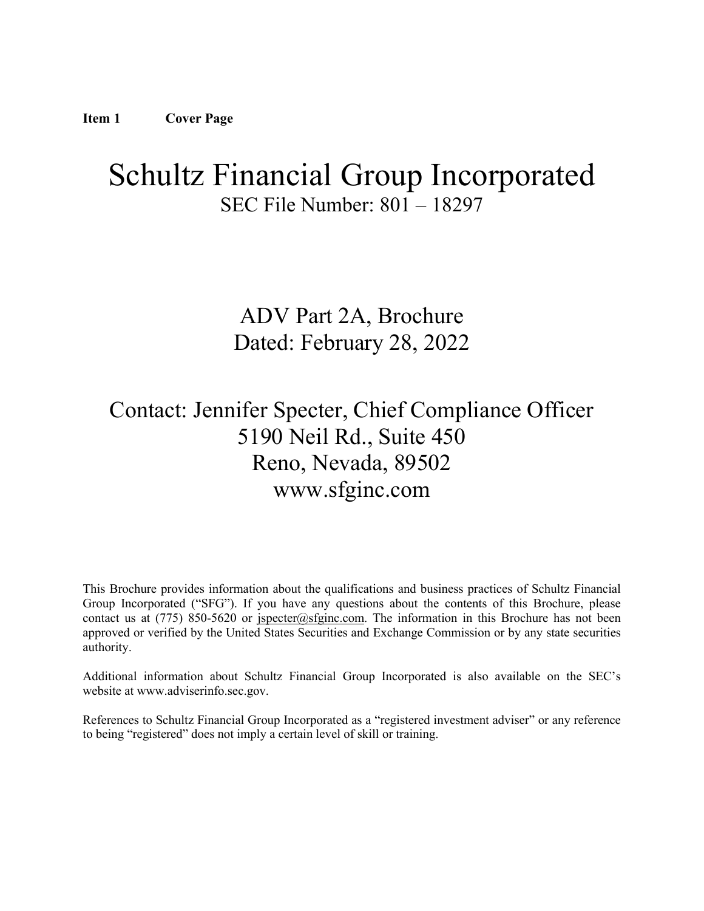**Item 1 Cover Page**

# Schultz Financial Group Incorporated

SEC File Number: 801 – 18297

## ADV Part 2A, Brochure

Dated: February 28, 2022

Contact: Jennifer Specter, Chief Compliance Officer
5190 Neil Rd., Suite 450
Reno, Nevada, 89502
www.sfginc.com

This Brochure provides information about the qualifications and business practices of Schultz Financial Group Incorporated ("SFG"). If you have any questions about the contents of this Brochure, please contact us at (775) 850-5620 or jspecter@sfginc.com. The information in this Brochure has not been approved or verified by the United States Securities and Exchange Commission or by any state securities authority.

Additional information about Schultz Financial Group Incorporated is also available on the SEC's website at www.adviserinfo.sec.gov.

References to Schultz Financial Group Incorporated as a "registered investment adviser" or any reference to being "registered" does not imply a certain level of skill or training.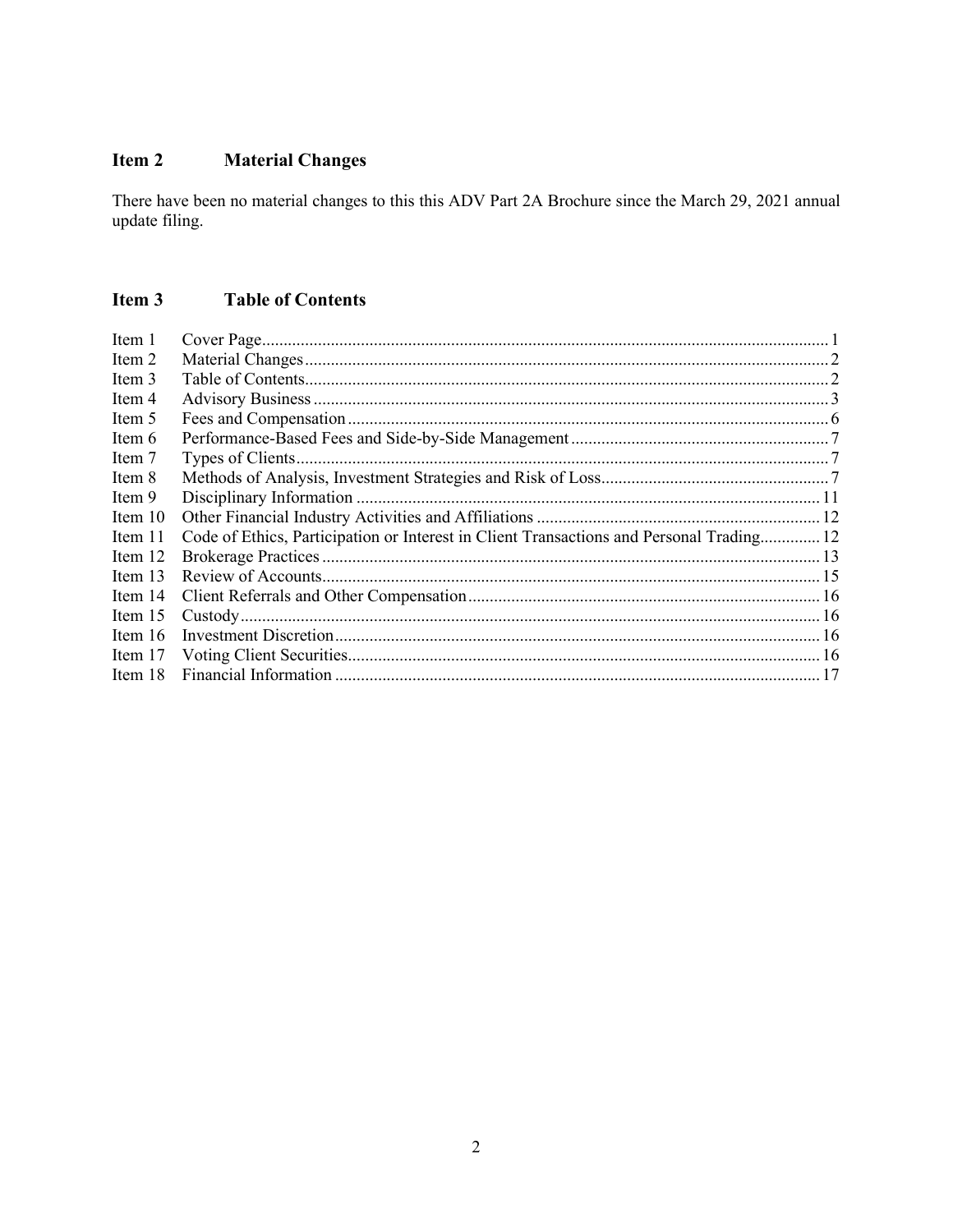## Item 2 Material Changes

There have been no material changes to this this ADV Part 2A Brochure since the March 29, 2021 annual update filing.

## Item 3 Table of Contents

| | | |
|---|---|---|
| Item 1 | Cover Page | 1 |
| Item 2 | Material Changes | 2 |
| Item 3 | Table of Contents | 2 |
| Item 4 | Advisory Business | 3 |
| Item 5 | Fees and Compensation | 6 |
| Item 6 | Performance-Based Fees and Side-by-Side Management | 7 |
| Item 7 | Types of Clients | 7 |
| Item 8 | Methods of Analysis, Investment Strategies and Risk of Loss | 7 |
| Item 9 | Disciplinary Information | 11 |
| Item 10 | Other Financial Industry Activities and Affiliations | 12 |
| Item 11 | Code of Ethics, Participation or Interest in Client Transactions and Personal Trading | 12 |
| Item 12 | Brokerage Practices | 13 |
| Item 13 | Review of Accounts | 15 |
| Item 14 | Client Referrals and Other Compensation | 16 |
| Item 15 | Custody | 16 |
| Item 16 | Investment Discretion | 16 |
| Item 17 | Voting Client Securities | 16 |
| Item 18 | Financial Information | 17 |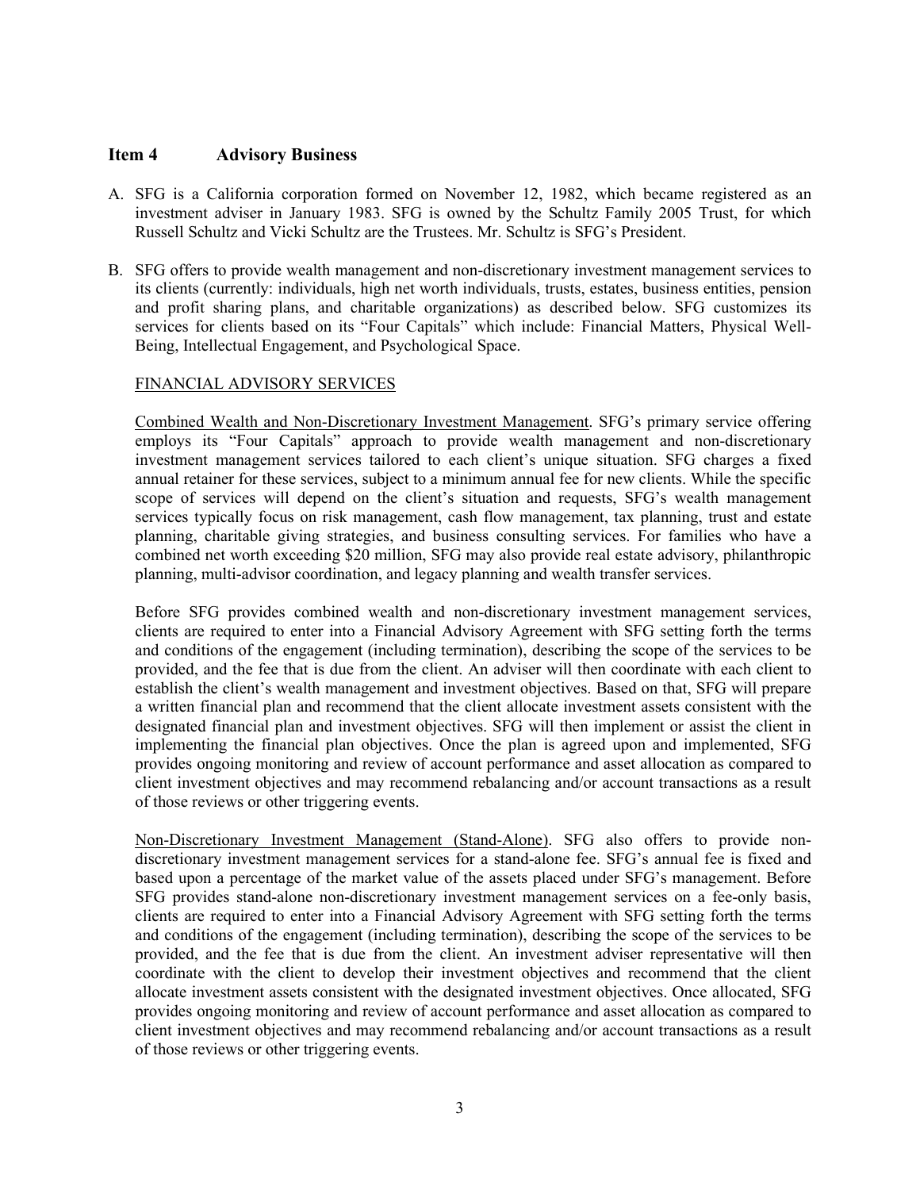## Item 4 Advisory Business

A. SFG is a California corporation formed on November 12, 1982, which became registered as an investment adviser in January 1983. SFG is owned by the Schultz Family 2005 Trust, for which Russell Schultz and Vicki Schultz are the Trustees. Mr. Schultz is SFG's President.

B. SFG offers to provide wealth management and non-discretionary investment management services to its clients (currently: individuals, high net worth individuals, trusts, estates, business entities, pension and profit sharing plans, and charitable organizations) as described below. SFG customizes its services for clients based on its "Four Capitals" which include: Financial Matters, Physical Well-Being, Intellectual Engagement, and Psychological Space.

FINANCIAL ADVISORY SERVICES

Combined Wealth and Non-Discretionary Investment Management. SFG's primary service offering employs its "Four Capitals" approach to provide wealth management and non-discretionary investment management services tailored to each client's unique situation. SFG charges a fixed annual retainer for these services, subject to a minimum annual fee for new clients. While the specific scope of services will depend on the client's situation and requests, SFG's wealth management services typically focus on risk management, cash flow management, tax planning, trust and estate planning, charitable giving strategies, and business consulting services. For families who have a combined net worth exceeding $20 million, SFG may also provide real estate advisory, philanthropic planning, multi-advisor coordination, and legacy planning and wealth transfer services.

Before SFG provides combined wealth and non-discretionary investment management services, clients are required to enter into a Financial Advisory Agreement with SFG setting forth the terms and conditions of the engagement (including termination), describing the scope of the services to be provided, and the fee that is due from the client. An adviser will then coordinate with each client to establish the client's wealth management and investment objectives. Based on that, SFG will prepare a written financial plan and recommend that the client allocate investment assets consistent with the designated financial plan and investment objectives. SFG will then implement or assist the client in implementing the financial plan objectives. Once the plan is agreed upon and implemented, SFG provides ongoing monitoring and review of account performance and asset allocation as compared to client investment objectives and may recommend rebalancing and/or account transactions as a result of those reviews or other triggering events.

Non-Discretionary Investment Management (Stand-Alone). SFG also offers to provide non-discretionary investment management services for a stand-alone fee. SFG's annual fee is fixed and based upon a percentage of the market value of the assets placed under SFG's management. Before SFG provides stand-alone non-discretionary investment management services on a fee-only basis, clients are required to enter into a Financial Advisory Agreement with SFG setting forth the terms and conditions of the engagement (including termination), describing the scope of the services to be provided, and the fee that is due from the client. An investment adviser representative will then coordinate with the client to develop their investment objectives and recommend that the client allocate investment assets consistent with the designated investment objectives. Once allocated, SFG provides ongoing monitoring and review of account performance and asset allocation as compared to client investment objectives and may recommend rebalancing and/or account transactions as a result of those reviews or other triggering events.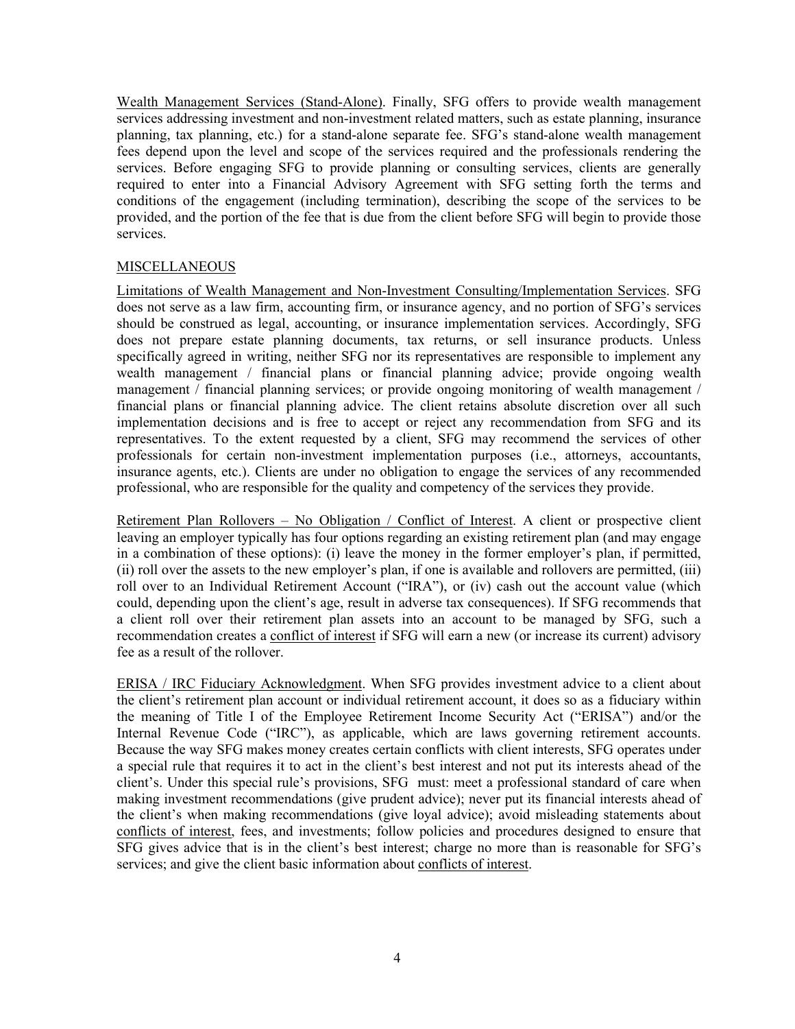Wealth Management Services (Stand-Alone). Finally, SFG offers to provide wealth management services addressing investment and non-investment related matters, such as estate planning, insurance planning, tax planning, etc.) for a stand-alone separate fee. SFG's stand-alone wealth management fees depend upon the level and scope of the services required and the professionals rendering the services. Before engaging SFG to provide planning or consulting services, clients are generally required to enter into a Financial Advisory Agreement with SFG setting forth the terms and conditions of the engagement (including termination), describing the scope of the services to be provided, and the portion of the fee that is due from the client before SFG will begin to provide those services.

## MISCELLANEOUS

Limitations of Wealth Management and Non-Investment Consulting/Implementation Services. SFG does not serve as a law firm, accounting firm, or insurance agency, and no portion of SFG's services should be construed as legal, accounting, or insurance implementation services. Accordingly, SFG does not prepare estate planning documents, tax returns, or sell insurance products. Unless specifically agreed in writing, neither SFG nor its representatives are responsible to implement any wealth management / financial plans or financial planning advice; provide ongoing wealth management / financial planning services; or provide ongoing monitoring of wealth management / financial plans or financial planning advice. The client retains absolute discretion over all such implementation decisions and is free to accept or reject any recommendation from SFG and its representatives. To the extent requested by a client, SFG may recommend the services of other professionals for certain non-investment implementation purposes (i.e., attorneys, accountants, insurance agents, etc.). Clients are under no obligation to engage the services of any recommended professional, who are responsible for the quality and competency of the services they provide.

Retirement Plan Rollovers – No Obligation / Conflict of Interest. A client or prospective client leaving an employer typically has four options regarding an existing retirement plan (and may engage in a combination of these options): (i) leave the money in the former employer's plan, if permitted, (ii) roll over the assets to the new employer's plan, if one is available and rollovers are permitted, (iii) roll over to an Individual Retirement Account ("IRA"), or (iv) cash out the account value (which could, depending upon the client's age, result in adverse tax consequences). If SFG recommends that a client roll over their retirement plan assets into an account to be managed by SFG, such a recommendation creates a conflict of interest if SFG will earn a new (or increase its current) advisory fee as a result of the rollover.

ERISA / IRC Fiduciary Acknowledgment. When SFG provides investment advice to a client about the client's retirement plan account or individual retirement account, it does so as a fiduciary within the meaning of Title I of the Employee Retirement Income Security Act ("ERISA") and/or the Internal Revenue Code ("IRC"), as applicable, which are laws governing retirement accounts. Because the way SFG makes money creates certain conflicts with client interests, SFG operates under a special rule that requires it to act in the client's best interest and not put its interests ahead of the client's. Under this special rule's provisions, SFG must: meet a professional standard of care when making investment recommendations (give prudent advice); never put its financial interests ahead of the client's when making recommendations (give loyal advice); avoid misleading statements about conflicts of interest, fees, and investments; follow policies and procedures designed to ensure that SFG gives advice that is in the client's best interest; charge no more than is reasonable for SFG's services; and give the client basic information about conflicts of interest.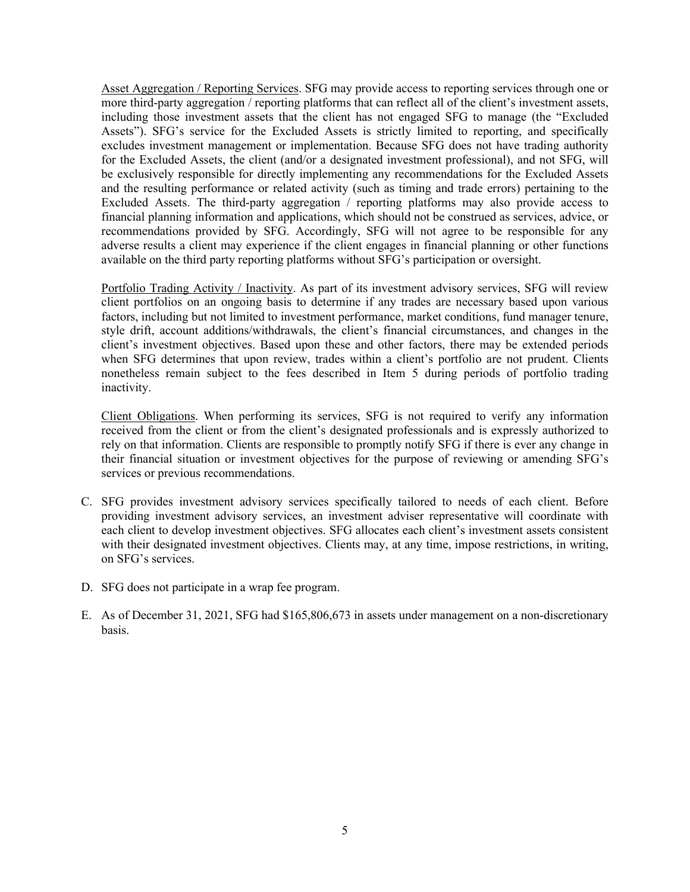Asset Aggregation / Reporting Services. SFG may provide access to reporting services through one or more third-party aggregation / reporting platforms that can reflect all of the client's investment assets, including those investment assets that the client has not engaged SFG to manage (the "Excluded Assets"). SFG's service for the Excluded Assets is strictly limited to reporting, and specifically excludes investment management or implementation. Because SFG does not have trading authority for the Excluded Assets, the client (and/or a designated investment professional), and not SFG, will be exclusively responsible for directly implementing any recommendations for the Excluded Assets and the resulting performance or related activity (such as timing and trade errors) pertaining to the Excluded Assets. The third-party aggregation / reporting platforms may also provide access to financial planning information and applications, which should not be construed as services, advice, or recommendations provided by SFG. Accordingly, SFG will not agree to be responsible for any adverse results a client may experience if the client engages in financial planning or other functions available on the third party reporting platforms without SFG's participation or oversight.

Portfolio Trading Activity / Inactivity. As part of its investment advisory services, SFG will review client portfolios on an ongoing basis to determine if any trades are necessary based upon various factors, including but not limited to investment performance, market conditions, fund manager tenure, style drift, account additions/withdrawals, the client's financial circumstances, and changes in the client's investment objectives. Based upon these and other factors, there may be extended periods when SFG determines that upon review, trades within a client's portfolio are not prudent. Clients nonetheless remain subject to the fees described in Item 5 during periods of portfolio trading inactivity.

Client Obligations. When performing its services, SFG is not required to verify any information received from the client or from the client's designated professionals and is expressly authorized to rely on that information. Clients are responsible to promptly notify SFG if there is ever any change in their financial situation or investment objectives for the purpose of reviewing or amending SFG's services or previous recommendations.

C. SFG provides investment advisory services specifically tailored to needs of each client. Before providing investment advisory services, an investment adviser representative will coordinate with each client to develop investment objectives. SFG allocates each client's investment assets consistent with their designated investment objectives. Clients may, at any time, impose restrictions, in writing, on SFG's services.

D. SFG does not participate in a wrap fee program.

E. As of December 31, 2021, SFG had $165,806,673 in assets under management on a non-discretionary basis.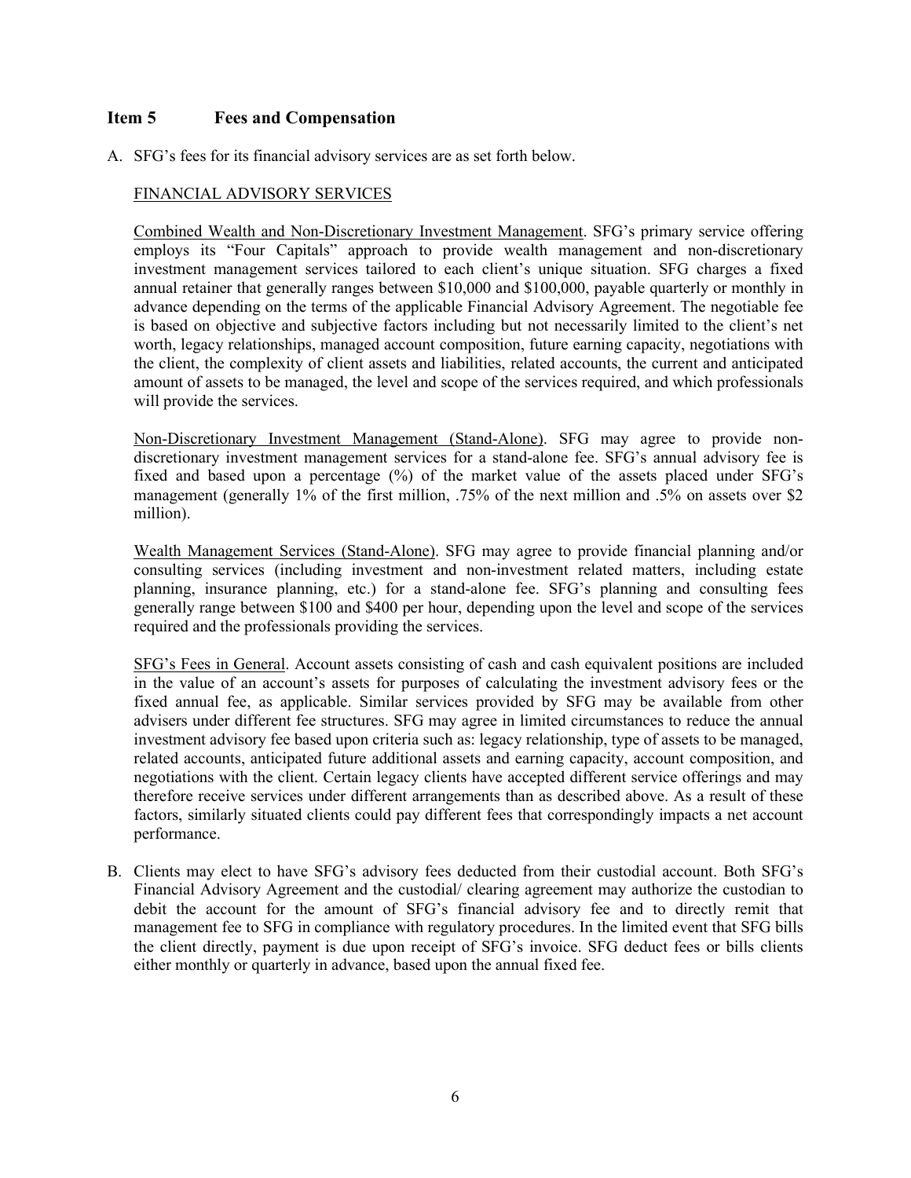## Item 5 Fees and Compensation

A. SFG's fees for its financial advisory services are as set forth below.

FINANCIAL ADVISORY SERVICES

Combined Wealth and Non-Discretionary Investment Management. SFG's primary service offering employs its "Four Capitals" approach to provide wealth management and non-discretionary investment management services tailored to each client's unique situation. SFG charges a fixed annual retainer that generally ranges between $10,000 and $100,000, payable quarterly or monthly in advance depending on the terms of the applicable Financial Advisory Agreement. The negotiable fee is based on objective and subjective factors including but not necessarily limited to the client's net worth, legacy relationships, managed account composition, future earning capacity, negotiations with the client, the complexity of client assets and liabilities, related accounts, the current and anticipated amount of assets to be managed, the level and scope of the services required, and which professionals will provide the services.

Non-Discretionary Investment Management (Stand-Alone). SFG may agree to provide non-discretionary investment management services for a stand-alone fee. SFG's annual advisory fee is fixed and based upon a percentage (%) of the market value of the assets placed under SFG's management (generally 1% of the first million, .75% of the next million and .5% on assets over $2 million).

Wealth Management Services (Stand-Alone). SFG may agree to provide financial planning and/or consulting services (including investment and non-investment related matters, including estate planning, insurance planning, etc.) for a stand-alone fee. SFG's planning and consulting fees generally range between $100 and $400 per hour, depending upon the level and scope of the services required and the professionals providing the services.

SFG's Fees in General. Account assets consisting of cash and cash equivalent positions are included in the value of an account's assets for purposes of calculating the investment advisory fees or the fixed annual fee, as applicable. Similar services provided by SFG may be available from other advisers under different fee structures. SFG may agree in limited circumstances to reduce the annual investment advisory fee based upon criteria such as: legacy relationship, type of assets to be managed, related accounts, anticipated future additional assets and earning capacity, account composition, and negotiations with the client. Certain legacy clients have accepted different service offerings and may therefore receive services under different arrangements than as described above. As a result of these factors, similarly situated clients could pay different fees that correspondingly impacts a net account performance.

B. Clients may elect to have SFG's advisory fees deducted from their custodial account. Both SFG's Financial Advisory Agreement and the custodial/ clearing agreement may authorize the custodian to debit the account for the amount of SFG's financial advisory fee and to directly remit that management fee to SFG in compliance with regulatory procedures. In the limited event that SFG bills the client directly, payment is due upon receipt of SFG's invoice. SFG deduct fees or bills clients either monthly or quarterly in advance, based upon the annual fixed fee.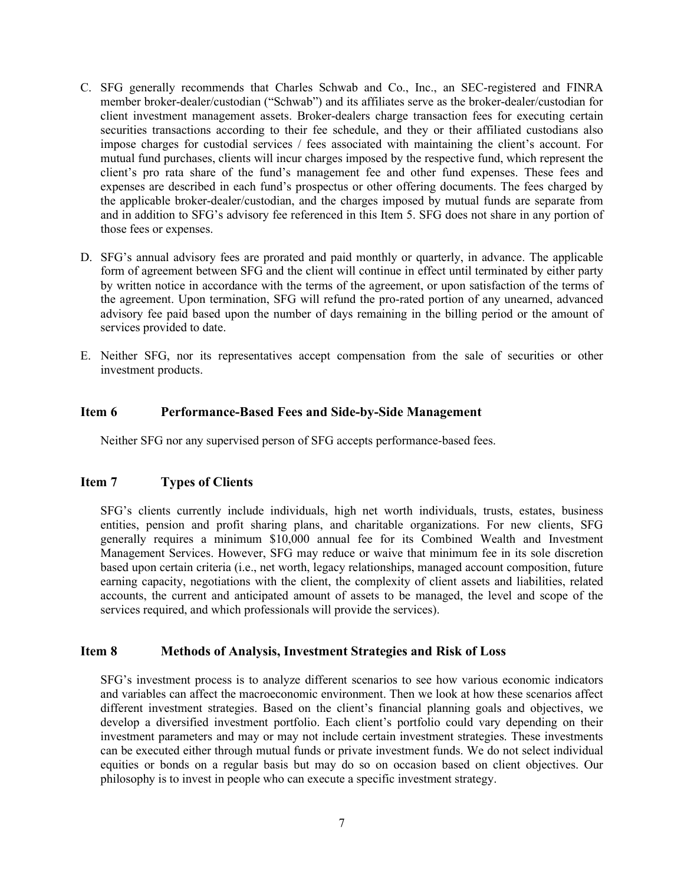C. SFG generally recommends that Charles Schwab and Co., Inc., an SEC-registered and FINRA member broker-dealer/custodian ("Schwab") and its affiliates serve as the broker-dealer/custodian for client investment management assets. Broker-dealers charge transaction fees for executing certain securities transactions according to their fee schedule, and they or their affiliated custodians also impose charges for custodial services / fees associated with maintaining the client's account. For mutual fund purchases, clients will incur charges imposed by the respective fund, which represent the client's pro rata share of the fund's management fee and other fund expenses. These fees and expenses are described in each fund's prospectus or other offering documents. The fees charged by the applicable broker-dealer/custodian, and the charges imposed by mutual funds are separate from and in addition to SFG's advisory fee referenced in this Item 5. SFG does not share in any portion of those fees or expenses.

D. SFG's annual advisory fees are prorated and paid monthly or quarterly, in advance. The applicable form of agreement between SFG and the client will continue in effect until terminated by either party by written notice in accordance with the terms of the agreement, or upon satisfaction of the terms of the agreement. Upon termination, SFG will refund the pro-rated portion of any unearned, advanced advisory fee paid based upon the number of days remaining in the billing period or the amount of services provided to date.

E. Neither SFG, nor its representatives accept compensation from the sale of securities or other investment products.

## Item 6 Performance-Based Fees and Side-by-Side Management

Neither SFG nor any supervised person of SFG accepts performance-based fees.

## Item 7 Types of Clients

SFG's clients currently include individuals, high net worth individuals, trusts, estates, business entities, pension and profit sharing plans, and charitable organizations. For new clients, SFG generally requires a minimum $10,000 annual fee for its Combined Wealth and Investment Management Services. However, SFG may reduce or waive that minimum fee in its sole discretion based upon certain criteria (i.e., net worth, legacy relationships, managed account composition, future earning capacity, negotiations with the client, the complexity of client assets and liabilities, related accounts, the current and anticipated amount of assets to be managed, the level and scope of the services required, and which professionals will provide the services).

## Item 8 Methods of Analysis, Investment Strategies and Risk of Loss

SFG's investment process is to analyze different scenarios to see how various economic indicators and variables can affect the macroeconomic environment. Then we look at how these scenarios affect different investment strategies. Based on the client's financial planning goals and objectives, we develop a diversified investment portfolio. Each client's portfolio could vary depending on their investment parameters and may or may not include certain investment strategies. These investments can be executed either through mutual funds or private investment funds. We do not select individual equities or bonds on a regular basis but may do so on occasion based on client objectives. Our philosophy is to invest in people who can execute a specific investment strategy.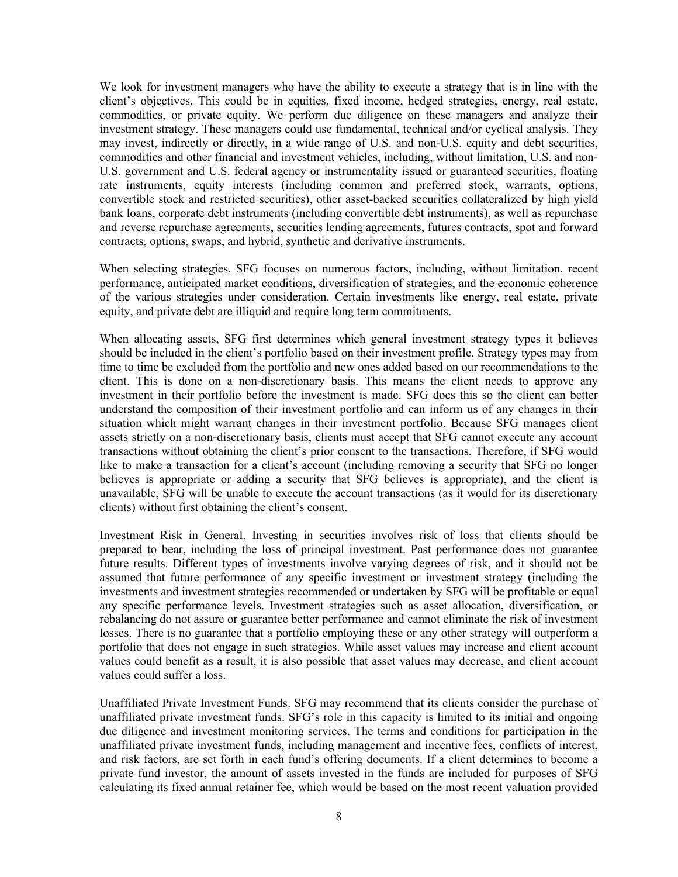We look for investment managers who have the ability to execute a strategy that is in line with the client's objectives. This could be in equities, fixed income, hedged strategies, energy, real estate, commodities, or private equity. We perform due diligence on these managers and analyze their investment strategy. These managers could use fundamental, technical and/or cyclical analysis. They may invest, indirectly or directly, in a wide range of U.S. and non-U.S. equity and debt securities, commodities and other financial and investment vehicles, including, without limitation, U.S. and non-U.S. government and U.S. federal agency or instrumentality issued or guaranteed securities, floating rate instruments, equity interests (including common and preferred stock, warrants, options, convertible stock and restricted securities), other asset-backed securities collateralized by high yield bank loans, corporate debt instruments (including convertible debt instruments), as well as repurchase and reverse repurchase agreements, securities lending agreements, futures contracts, spot and forward contracts, options, swaps, and hybrid, synthetic and derivative instruments.

When selecting strategies, SFG focuses on numerous factors, including, without limitation, recent performance, anticipated market conditions, diversification of strategies, and the economic coherence of the various strategies under consideration. Certain investments like energy, real estate, private equity, and private debt are illiquid and require long term commitments.

When allocating assets, SFG first determines which general investment strategy types it believes should be included in the client's portfolio based on their investment profile. Strategy types may from time to time be excluded from the portfolio and new ones added based on our recommendations to the client. This is done on a non-discretionary basis. This means the client needs to approve any investment in their portfolio before the investment is made. SFG does this so the client can better understand the composition of their investment portfolio and can inform us of any changes in their situation which might warrant changes in their investment portfolio. Because SFG manages client assets strictly on a non-discretionary basis, clients must accept that SFG cannot execute any account transactions without obtaining the client's prior consent to the transactions. Therefore, if SFG would like to make a transaction for a client's account (including removing a security that SFG no longer believes is appropriate or adding a security that SFG believes is appropriate), and the client is unavailable, SFG will be unable to execute the account transactions (as it would for its discretionary clients) without first obtaining the client's consent.

Investment Risk in General. Investing in securities involves risk of loss that clients should be prepared to bear, including the loss of principal investment. Past performance does not guarantee future results. Different types of investments involve varying degrees of risk, and it should not be assumed that future performance of any specific investment or investment strategy (including the investments and investment strategies recommended or undertaken by SFG will be profitable or equal any specific performance levels. Investment strategies such as asset allocation, diversification, or rebalancing do not assure or guarantee better performance and cannot eliminate the risk of investment losses. There is no guarantee that a portfolio employing these or any other strategy will outperform a portfolio that does not engage in such strategies. While asset values may increase and client account values could benefit as a result, it is also possible that asset values may decrease, and client account values could suffer a loss.

Unaffiliated Private Investment Funds. SFG may recommend that its clients consider the purchase of unaffiliated private investment funds. SFG's role in this capacity is limited to its initial and ongoing due diligence and investment monitoring services. The terms and conditions for participation in the unaffiliated private investment funds, including management and incentive fees, conflicts of interest, and risk factors, are set forth in each fund's offering documents. If a client determines to become a private fund investor, the amount of assets invested in the funds are included for purposes of SFG calculating its fixed annual retainer fee, which would be based on the most recent valuation provided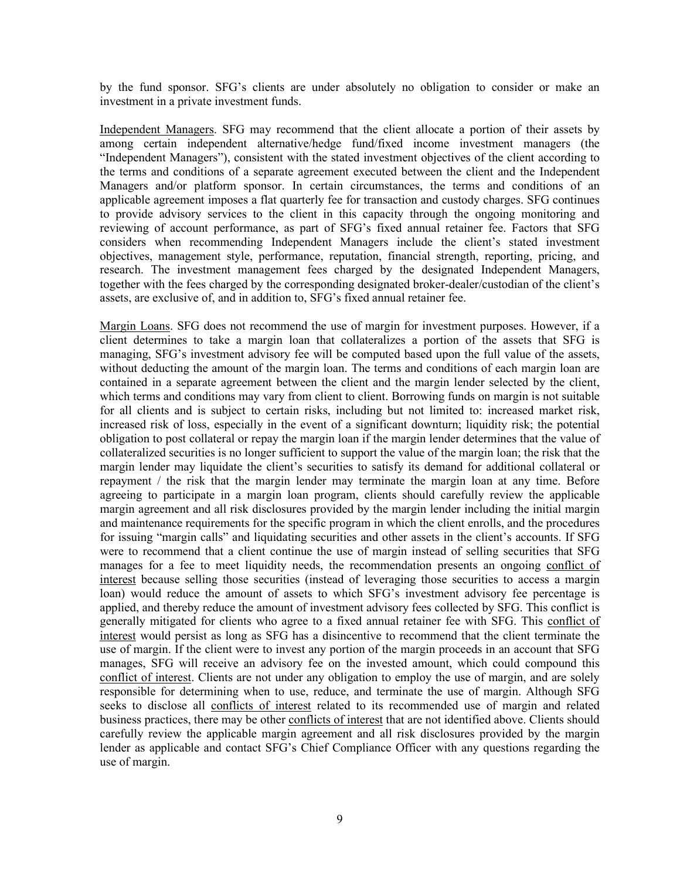by the fund sponsor. SFG's clients are under absolutely no obligation to consider or make an investment in a private investment funds.

<u>Independent Managers</u>. SFG may recommend that the client allocate a portion of their assets by among certain independent alternative/hedge fund/fixed income investment managers (the "Independent Managers"), consistent with the stated investment objectives of the client according to the terms and conditions of a separate agreement executed between the client and the Independent Managers and/or platform sponsor. In certain circumstances, the terms and conditions of an applicable agreement imposes a flat quarterly fee for transaction and custody charges. SFG continues to provide advisory services to the client in this capacity through the ongoing monitoring and reviewing of account performance, as part of SFG's fixed annual retainer fee. Factors that SFG considers when recommending Independent Managers include the client's stated investment objectives, management style, performance, reputation, financial strength, reporting, pricing, and research. The investment management fees charged by the designated Independent Managers, together with the fees charged by the corresponding designated broker-dealer/custodian of the client's assets, are exclusive of, and in addition to, SFG's fixed annual retainer fee.

<u>Margin Loans</u>. SFG does not recommend the use of margin for investment purposes. However, if a client determines to take a margin loan that collateralizes a portion of the assets that SFG is managing, SFG's investment advisory fee will be computed based upon the full value of the assets, without deducting the amount of the margin loan. The terms and conditions of each margin loan are contained in a separate agreement between the client and the margin lender selected by the client, which terms and conditions may vary from client to client. Borrowing funds on margin is not suitable for all clients and is subject to certain risks, including but not limited to: increased market risk, increased risk of loss, especially in the event of a significant downturn; liquidity risk; the potential obligation to post collateral or repay the margin loan if the margin lender determines that the value of collateralized securities is no longer sufficient to support the value of the margin loan; the risk that the margin lender may liquidate the client's securities to satisfy its demand for additional collateral or repayment / the risk that the margin lender may terminate the margin loan at any time. Before agreeing to participate in a margin loan program, clients should carefully review the applicable margin agreement and all risk disclosures provided by the margin lender including the initial margin and maintenance requirements for the specific program in which the client enrolls, and the procedures for issuing "margin calls" and liquidating securities and other assets in the client's accounts. If SFG were to recommend that a client continue the use of margin instead of selling securities that SFG manages for a fee to meet liquidity needs, the recommendation presents an ongoing <u>conflict of interest</u> because selling those securities (instead of leveraging those securities to access a margin loan) would reduce the amount of assets to which SFG's investment advisory fee percentage is applied, and thereby reduce the amount of investment advisory fees collected by SFG. This conflict is generally mitigated for clients who agree to a fixed annual retainer fee with SFG. This <u>conflict of interest</u> would persist as long as SFG has a disincentive to recommend that the client terminate the use of margin. If the client were to invest any portion of the margin proceeds in an account that SFG manages, SFG will receive an advisory fee on the invested amount, which could compound this <u>conflict of interest</u>. Clients are not under any obligation to employ the use of margin, and are solely responsible for determining when to use, reduce, and terminate the use of margin. Although SFG seeks to disclose all <u>conflicts of interest</u> related to its recommended use of margin and related business practices, there may be other <u>conflicts of interest</u> that are not identified above. Clients should carefully review the applicable margin agreement and all risk disclosures provided by the margin lender as applicable and contact SFG's Chief Compliance Officer with any questions regarding the use of margin.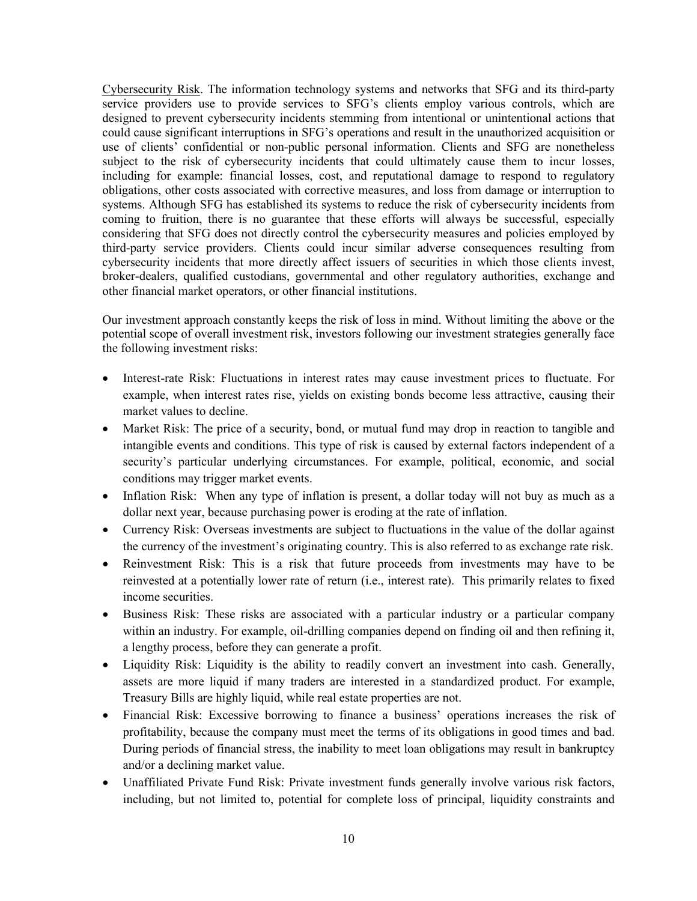Cybersecurity Risk. The information technology systems and networks that SFG and its third-party service providers use to provide services to SFG's clients employ various controls, which are designed to prevent cybersecurity incidents stemming from intentional or unintentional actions that could cause significant interruptions in SFG's operations and result in the unauthorized acquisition or use of clients' confidential or non-public personal information. Clients and SFG are nonetheless subject to the risk of cybersecurity incidents that could ultimately cause them to incur losses, including for example: financial losses, cost, and reputational damage to respond to regulatory obligations, other costs associated with corrective measures, and loss from damage or interruption to systems. Although SFG has established its systems to reduce the risk of cybersecurity incidents from coming to fruition, there is no guarantee that these efforts will always be successful, especially considering that SFG does not directly control the cybersecurity measures and policies employed by third-party service providers. Clients could incur similar adverse consequences resulting from cybersecurity incidents that more directly affect issuers of securities in which those clients invest, broker-dealers, qualified custodians, governmental and other regulatory authorities, exchange and other financial market operators, or other financial institutions.

Our investment approach constantly keeps the risk of loss in mind. Without limiting the above or the potential scope of overall investment risk, investors following our investment strategies generally face the following investment risks:

- Interest-rate Risk: Fluctuations in interest rates may cause investment prices to fluctuate. For example, when interest rates rise, yields on existing bonds become less attractive, causing their market values to decline.
- Market Risk: The price of a security, bond, or mutual fund may drop in reaction to tangible and intangible events and conditions. This type of risk is caused by external factors independent of a security's particular underlying circumstances. For example, political, economic, and social conditions may trigger market events.
- Inflation Risk: When any type of inflation is present, a dollar today will not buy as much as a dollar next year, because purchasing power is eroding at the rate of inflation.
- Currency Risk: Overseas investments are subject to fluctuations in the value of the dollar against the currency of the investment's originating country. This is also referred to as exchange rate risk.
- Reinvestment Risk: This is a risk that future proceeds from investments may have to be reinvested at a potentially lower rate of return (i.e., interest rate). This primarily relates to fixed income securities.
- Business Risk: These risks are associated with a particular industry or a particular company within an industry. For example, oil-drilling companies depend on finding oil and then refining it, a lengthy process, before they can generate a profit.
- Liquidity Risk: Liquidity is the ability to readily convert an investment into cash. Generally, assets are more liquid if many traders are interested in a standardized product. For example, Treasury Bills are highly liquid, while real estate properties are not.
- Financial Risk: Excessive borrowing to finance a business' operations increases the risk of profitability, because the company must meet the terms of its obligations in good times and bad. During periods of financial stress, the inability to meet loan obligations may result in bankruptcy and/or a declining market value.
- Unaffiliated Private Fund Risk: Private investment funds generally involve various risk factors, including, but not limited to, potential for complete loss of principal, liquidity constraints and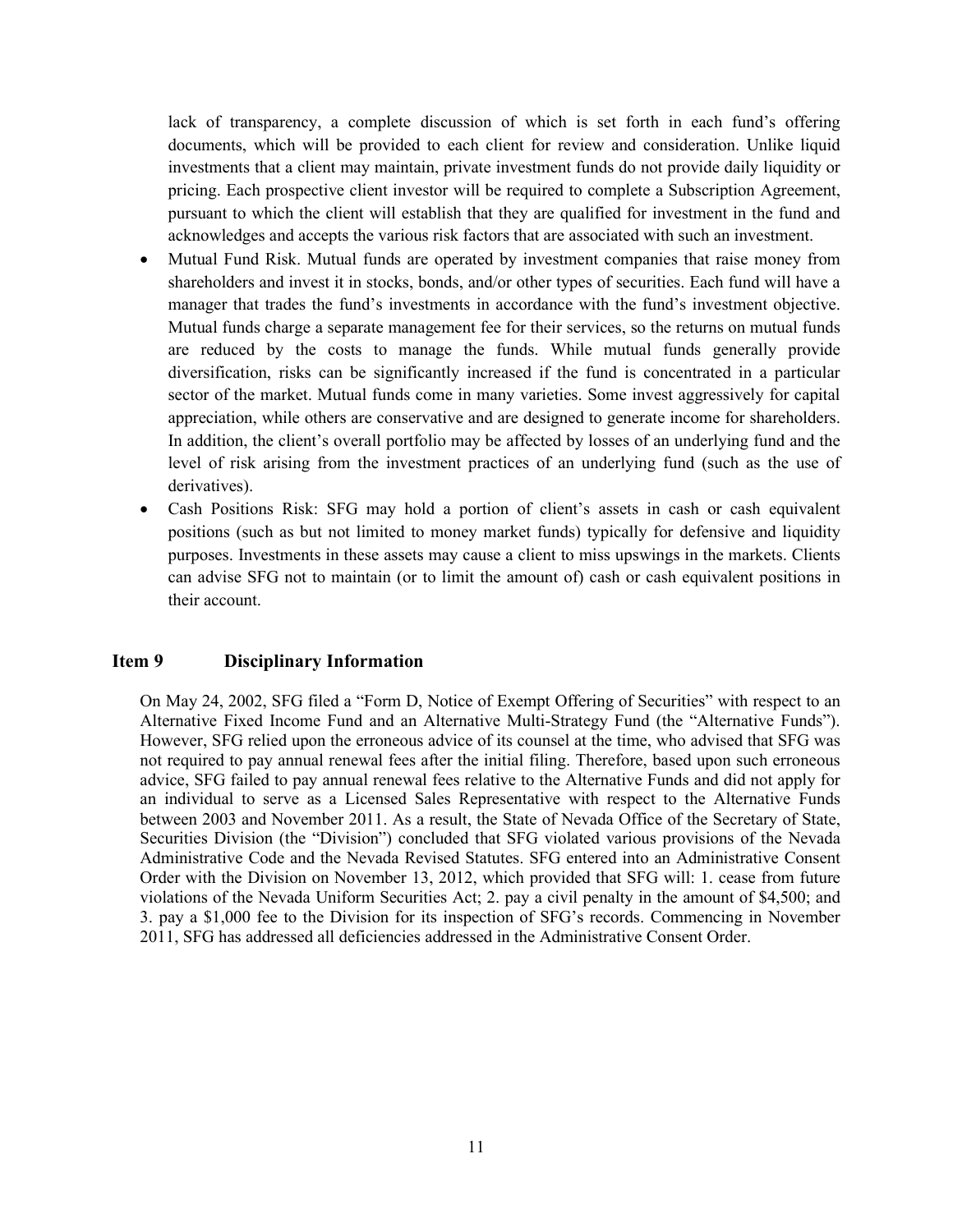lack of transparency, a complete discussion of which is set forth in each fund's offering documents, which will be provided to each client for review and consideration. Unlike liquid investments that a client may maintain, private investment funds do not provide daily liquidity or pricing. Each prospective client investor will be required to complete a Subscription Agreement, pursuant to which the client will establish that they are qualified for investment in the fund and acknowledges and accepts the various risk factors that are associated with such an investment.

- Mutual Fund Risk. Mutual funds are operated by investment companies that raise money from shareholders and invest it in stocks, bonds, and/or other types of securities. Each fund will have a manager that trades the fund's investments in accordance with the fund's investment objective. Mutual funds charge a separate management fee for their services, so the returns on mutual funds are reduced by the costs to manage the funds. While mutual funds generally provide diversification, risks can be significantly increased if the fund is concentrated in a particular sector of the market. Mutual funds come in many varieties. Some invest aggressively for capital appreciation, while others are conservative and are designed to generate income for shareholders. In addition, the client's overall portfolio may be affected by losses of an underlying fund and the level of risk arising from the investment practices of an underlying fund (such as the use of derivatives).
- Cash Positions Risk: SFG may hold a portion of client's assets in cash or cash equivalent positions (such as but not limited to money market funds) typically for defensive and liquidity purposes. Investments in these assets may cause a client to miss upswings in the markets. Clients can advise SFG not to maintain (or to limit the amount of) cash or cash equivalent positions in their account.

## Item 9 Disciplinary Information

On May 24, 2002, SFG filed a "Form D, Notice of Exempt Offering of Securities" with respect to an Alternative Fixed Income Fund and an Alternative Multi-Strategy Fund (the "Alternative Funds"). However, SFG relied upon the erroneous advice of its counsel at the time, who advised that SFG was not required to pay annual renewal fees after the initial filing. Therefore, based upon such erroneous advice, SFG failed to pay annual renewal fees relative to the Alternative Funds and did not apply for an individual to serve as a Licensed Sales Representative with respect to the Alternative Funds between 2003 and November 2011. As a result, the State of Nevada Office of the Secretary of State, Securities Division (the "Division") concluded that SFG violated various provisions of the Nevada Administrative Code and the Nevada Revised Statutes. SFG entered into an Administrative Consent Order with the Division on November 13, 2012, which provided that SFG will: 1. cease from future violations of the Nevada Uniform Securities Act; 2. pay a civil penalty in the amount of $4,500; and 3. pay a $1,000 fee to the Division for its inspection of SFG's records. Commencing in November 2011, SFG has addressed all deficiencies addressed in the Administrative Consent Order.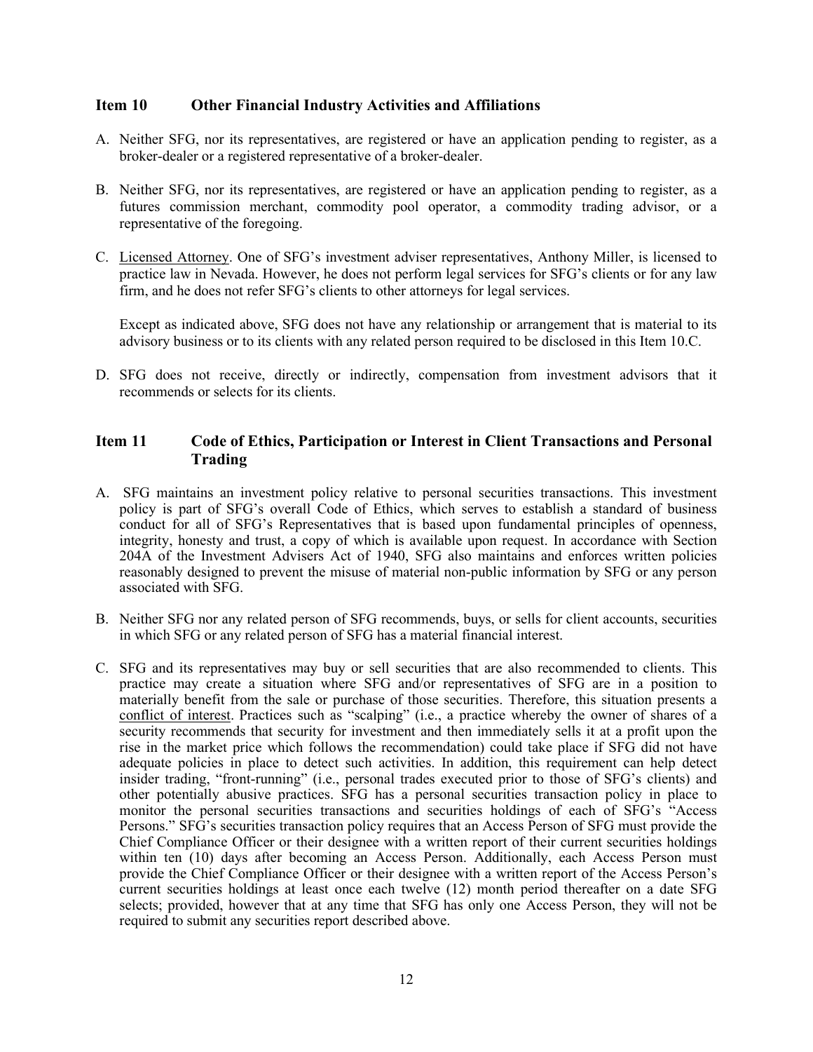## Item 10 Other Financial Industry Activities and Affiliations

A. Neither SFG, nor its representatives, are registered or have an application pending to register, as a broker-dealer or a registered representative of a broker-dealer.

B. Neither SFG, nor its representatives, are registered or have an application pending to register, as a futures commission merchant, commodity pool operator, a commodity trading advisor, or a representative of the foregoing.

C. <u>Licensed Attorney</u>. One of SFG's investment adviser representatives, Anthony Miller, is licensed to practice law in Nevada. However, he does not perform legal services for SFG's clients or for any law firm, and he does not refer SFG's clients to other attorneys for legal services.

   Except as indicated above, SFG does not have any relationship or arrangement that is material to its advisory business or to its clients with any related person required to be disclosed in this Item 10.C.

D. SFG does not receive, directly or indirectly, compensation from investment advisors that it recommends or selects for its clients.

## Item 11 Code of Ethics, Participation or Interest in Client Transactions and Personal Trading

A. SFG maintains an investment policy relative to personal securities transactions. This investment policy is part of SFG's overall Code of Ethics, which serves to establish a standard of business conduct for all of SFG's Representatives that is based upon fundamental principles of openness, integrity, honesty and trust, a copy of which is available upon request. In accordance with Section 204A of the Investment Advisers Act of 1940, SFG also maintains and enforces written policies reasonably designed to prevent the misuse of material non-public information by SFG or any person associated with SFG.

B. Neither SFG nor any related person of SFG recommends, buys, or sells for client accounts, securities in which SFG or any related person of SFG has a material financial interest.

C. SFG and its representatives may buy or sell securities that are also recommended to clients. This practice may create a situation where SFG and/or representatives of SFG are in a position to materially benefit from the sale or purchase of those securities. Therefore, this situation presents a <u>conflict of interest</u>. Practices such as "scalping" (i.e., a practice whereby the owner of shares of a security recommends that security for investment and then immediately sells it at a profit upon the rise in the market price which follows the recommendation) could take place if SFG did not have adequate policies in place to detect such activities. In addition, this requirement can help detect insider trading, "front-running" (i.e., personal trades executed prior to those of SFG's clients) and other potentially abusive practices. SFG has a personal securities transaction policy in place to monitor the personal securities transactions and securities holdings of each of SFG's "Access Persons." SFG's securities transaction policy requires that an Access Person of SFG must provide the Chief Compliance Officer or their designee with a written report of their current securities holdings within ten (10) days after becoming an Access Person. Additionally, each Access Person must provide the Chief Compliance Officer or their designee with a written report of the Access Person's current securities holdings at least once each twelve (12) month period thereafter on a date SFG selects; provided, however that at any time that SFG has only one Access Person, they will not be required to submit any securities report described above.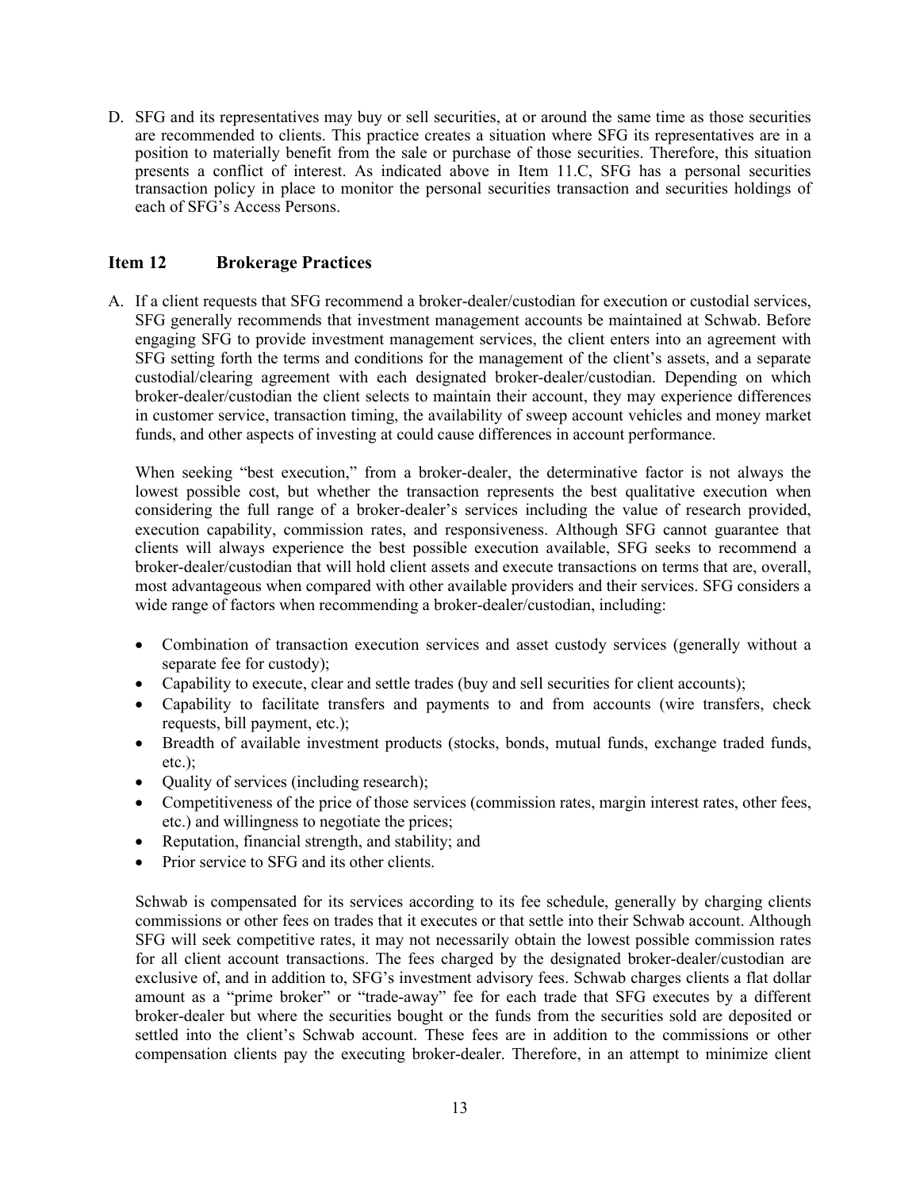D. SFG and its representatives may buy or sell securities, at or around the same time as those securities are recommended to clients. This practice creates a situation where SFG its representatives are in a position to materially benefit from the sale or purchase of those securities. Therefore, this situation presents a conflict of interest. As indicated above in Item 11.C, SFG has a personal securities transaction policy in place to monitor the personal securities transaction and securities holdings of each of SFG's Access Persons.

## Item 12 Brokerage Practices

A. If a client requests that SFG recommend a broker-dealer/custodian for execution or custodial services, SFG generally recommends that investment management accounts be maintained at Schwab. Before engaging SFG to provide investment management services, the client enters into an agreement with SFG setting forth the terms and conditions for the management of the client's assets, and a separate custodial/clearing agreement with each designated broker-dealer/custodian. Depending on which broker-dealer/custodian the client selects to maintain their account, they may experience differences in customer service, transaction timing, the availability of sweep account vehicles and money market funds, and other aspects of investing at could cause differences in account performance.

When seeking "best execution," from a broker-dealer, the determinative factor is not always the lowest possible cost, but whether the transaction represents the best qualitative execution when considering the full range of a broker-dealer's services including the value of research provided, execution capability, commission rates, and responsiveness. Although SFG cannot guarantee that clients will always experience the best possible execution available, SFG seeks to recommend a broker-dealer/custodian that will hold client assets and execute transactions on terms that are, overall, most advantageous when compared with other available providers and their services. SFG considers a wide range of factors when recommending a broker-dealer/custodian, including:

- Combination of transaction execution services and asset custody services (generally without a separate fee for custody);
- Capability to execute, clear and settle trades (buy and sell securities for client accounts);
- Capability to facilitate transfers and payments to and from accounts (wire transfers, check requests, bill payment, etc.);
- Breadth of available investment products (stocks, bonds, mutual funds, exchange traded funds, etc.);
- Quality of services (including research);
- Competitiveness of the price of those services (commission rates, margin interest rates, other fees, etc.) and willingness to negotiate the prices;
- Reputation, financial strength, and stability; and
- Prior service to SFG and its other clients.

Schwab is compensated for its services according to its fee schedule, generally by charging clients commissions or other fees on trades that it executes or that settle into their Schwab account. Although SFG will seek competitive rates, it may not necessarily obtain the lowest possible commission rates for all client account transactions. The fees charged by the designated broker-dealer/custodian are exclusive of, and in addition to, SFG's investment advisory fees. Schwab charges clients a flat dollar amount as a "prime broker" or "trade-away" fee for each trade that SFG executes by a different broker-dealer but where the securities bought or the funds from the securities sold are deposited or settled into the client's Schwab account. These fees are in addition to the commissions or other compensation clients pay the executing broker-dealer. Therefore, in an attempt to minimize client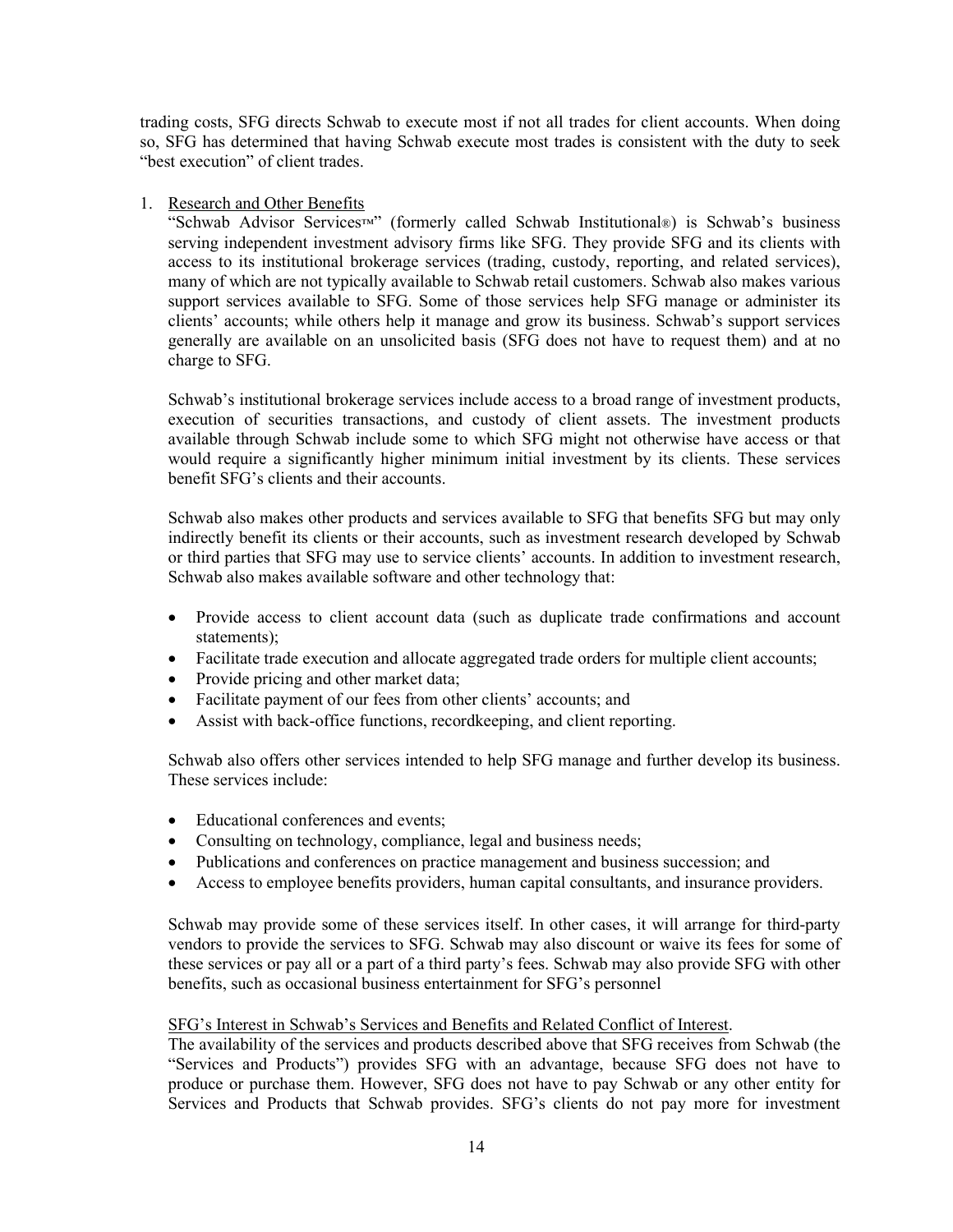trading costs, SFG directs Schwab to execute most if not all trades for client accounts. When doing so, SFG has determined that having Schwab execute most trades is consistent with the duty to seek "best execution" of client trades.

1. Research and Other Benefits

   "Schwab Advisor Services™" (formerly called Schwab Institutional®) is Schwab's business serving independent investment advisory firms like SFG. They provide SFG and its clients with access to its institutional brokerage services (trading, custody, reporting, and related services), many of which are not typically available to Schwab retail customers. Schwab also makes various support services available to SFG. Some of those services help SFG manage or administer its clients' accounts; while others help it manage and grow its business. Schwab's support services generally are available on an unsolicited basis (SFG does not have to request them) and at no charge to SFG.

   Schwab's institutional brokerage services include access to a broad range of investment products, execution of securities transactions, and custody of client assets. The investment products available through Schwab include some to which SFG might not otherwise have access or that would require a significantly higher minimum initial investment by its clients. These services benefit SFG's clients and their accounts.

   Schwab also makes other products and services available to SFG that benefits SFG but may only indirectly benefit its clients or their accounts, such as investment research developed by Schwab or third parties that SFG may use to service clients' accounts. In addition to investment research, Schwab also makes available software and other technology that:

   - Provide access to client account data (such as duplicate trade confirmations and account statements);
   - Facilitate trade execution and allocate aggregated trade orders for multiple client accounts;
   - Provide pricing and other market data;
   - Facilitate payment of our fees from other clients' accounts; and
   - Assist with back-office functions, recordkeeping, and client reporting.

   Schwab also offers other services intended to help SFG manage and further develop its business. These services include:

   - Educational conferences and events;
   - Consulting on technology, compliance, legal and business needs;
   - Publications and conferences on practice management and business succession; and
   - Access to employee benefits providers, human capital consultants, and insurance providers.

   Schwab may provide some of these services itself. In other cases, it will arrange for third-party vendors to provide the services to SFG. Schwab may also discount or waive its fees for some of these services or pay all or a part of a third party's fees. Schwab may also provide SFG with other benefits, such as occasional business entertainment for SFG's personnel

   SFG's Interest in Schwab's Services and Benefits and Related Conflict of Interest.

   The availability of the services and products described above that SFG receives from Schwab (the "Services and Products") provides SFG with an advantage, because SFG does not have to produce or purchase them. However, SFG does not have to pay Schwab or any other entity for Services and Products that Schwab provides. SFG's clients do not pay more for investment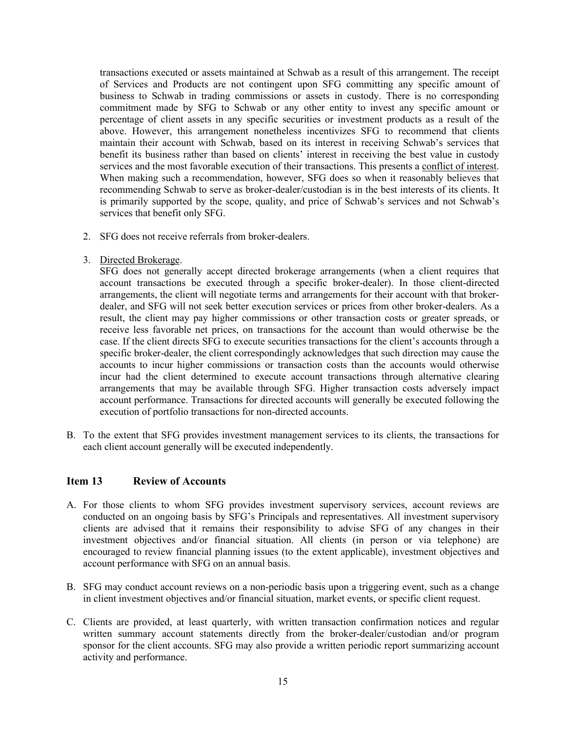transactions executed or assets maintained at Schwab as a result of this arrangement. The receipt of Services and Products are not contingent upon SFG committing any specific amount of business to Schwab in trading commissions or assets in custody. There is no corresponding commitment made by SFG to Schwab or any other entity to invest any specific amount or percentage of client assets in any specific securities or investment products as a result of the above. However, this arrangement nonetheless incentivizes SFG to recommend that clients maintain their account with Schwab, based on its interest in receiving Schwab's services that benefit its business rather than based on clients' interest in receiving the best value in custody services and the most favorable execution of their transactions. This presents a conflict of interest. When making such a recommendation, however, SFG does so when it reasonably believes that recommending Schwab to serve as broker-dealer/custodian is in the best interests of its clients. It is primarily supported by the scope, quality, and price of Schwab's services and not Schwab's services that benefit only SFG.

2. SFG does not receive referrals from broker-dealers.

3. Directed Brokerage.
   SFG does not generally accept directed brokerage arrangements (when a client requires that account transactions be executed through a specific broker-dealer). In those client-directed arrangements, the client will negotiate terms and arrangements for their account with that broker-dealer, and SFG will not seek better execution services or prices from other broker-dealers. As a result, the client may pay higher commissions or other transaction costs or greater spreads, or receive less favorable net prices, on transactions for the account than would otherwise be the case. If the client directs SFG to execute securities transactions for the client's accounts through a specific broker-dealer, the client correspondingly acknowledges that such direction may cause the accounts to incur higher commissions or transaction costs than the accounts would otherwise incur had the client determined to execute account transactions through alternative clearing arrangements that may be available through SFG. Higher transaction costs adversely impact account performance. Transactions for directed accounts will generally be executed following the execution of portfolio transactions for non-directed accounts.

B. To the extent that SFG provides investment management services to its clients, the transactions for each client account generally will be executed independently.

## Item 13 Review of Accounts

A. For those clients to whom SFG provides investment supervisory services, account reviews are conducted on an ongoing basis by SFG's Principals and representatives. All investment supervisory clients are advised that it remains their responsibility to advise SFG of any changes in their investment objectives and/or financial situation. All clients (in person or via telephone) are encouraged to review financial planning issues (to the extent applicable), investment objectives and account performance with SFG on an annual basis.

B. SFG may conduct account reviews on a non-periodic basis upon a triggering event, such as a change in client investment objectives and/or financial situation, market events, or specific client request.

C. Clients are provided, at least quarterly, with written transaction confirmation notices and regular written summary account statements directly from the broker-dealer/custodian and/or program sponsor for the client accounts. SFG may also provide a written periodic report summarizing account activity and performance.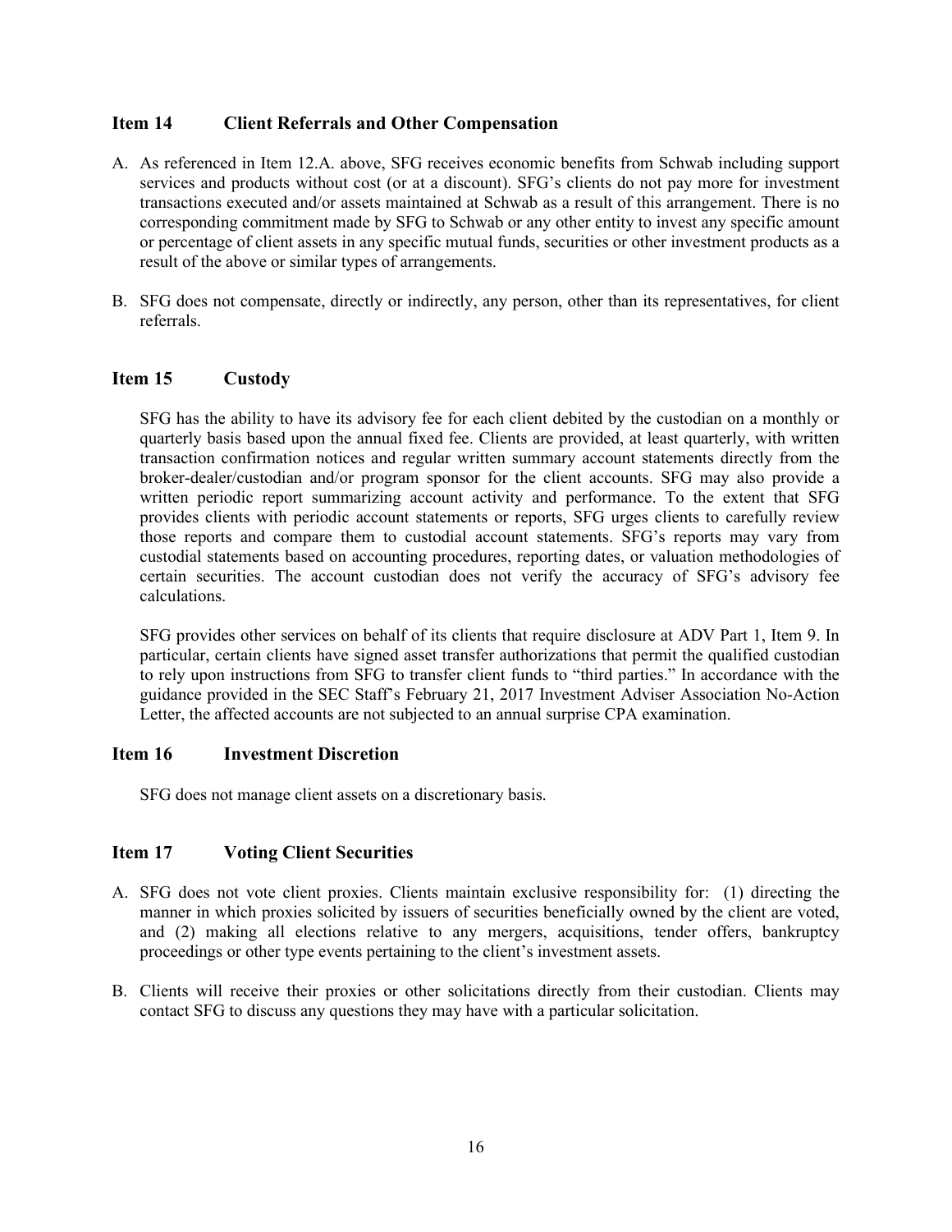## Item 14 Client Referrals and Other Compensation

A. As referenced in Item 12.A. above, SFG receives economic benefits from Schwab including support services and products without cost (or at a discount). SFG's clients do not pay more for investment transactions executed and/or assets maintained at Schwab as a result of this arrangement. There is no corresponding commitment made by SFG to Schwab or any other entity to invest any specific amount or percentage of client assets in any specific mutual funds, securities or other investment products as a result of the above or similar types of arrangements.

B. SFG does not compensate, directly or indirectly, any person, other than its representatives, for client referrals.

## Item 15 Custody

SFG has the ability to have its advisory fee for each client debited by the custodian on a monthly or quarterly basis based upon the annual fixed fee. Clients are provided, at least quarterly, with written transaction confirmation notices and regular written summary account statements directly from the broker-dealer/custodian and/or program sponsor for the client accounts. SFG may also provide a written periodic report summarizing account activity and performance. To the extent that SFG provides clients with periodic account statements or reports, SFG urges clients to carefully review those reports and compare them to custodial account statements. SFG's reports may vary from custodial statements based on accounting procedures, reporting dates, or valuation methodologies of certain securities. The account custodian does not verify the accuracy of SFG's advisory fee calculations.

SFG provides other services on behalf of its clients that require disclosure at ADV Part 1, Item 9. In particular, certain clients have signed asset transfer authorizations that permit the qualified custodian to rely upon instructions from SFG to transfer client funds to "third parties." In accordance with the guidance provided in the SEC Staff's February 21, 2017 Investment Adviser Association No-Action Letter, the affected accounts are not subjected to an annual surprise CPA examination.

## Item 16 Investment Discretion

SFG does not manage client assets on a discretionary basis.

## Item 17 Voting Client Securities

A. SFG does not vote client proxies. Clients maintain exclusive responsibility for: (1) directing the manner in which proxies solicited by issuers of securities beneficially owned by the client are voted, and (2) making all elections relative to any mergers, acquisitions, tender offers, bankruptcy proceedings or other type events pertaining to the client's investment assets.

B. Clients will receive their proxies or other solicitations directly from their custodian. Clients may contact SFG to discuss any questions they may have with a particular solicitation.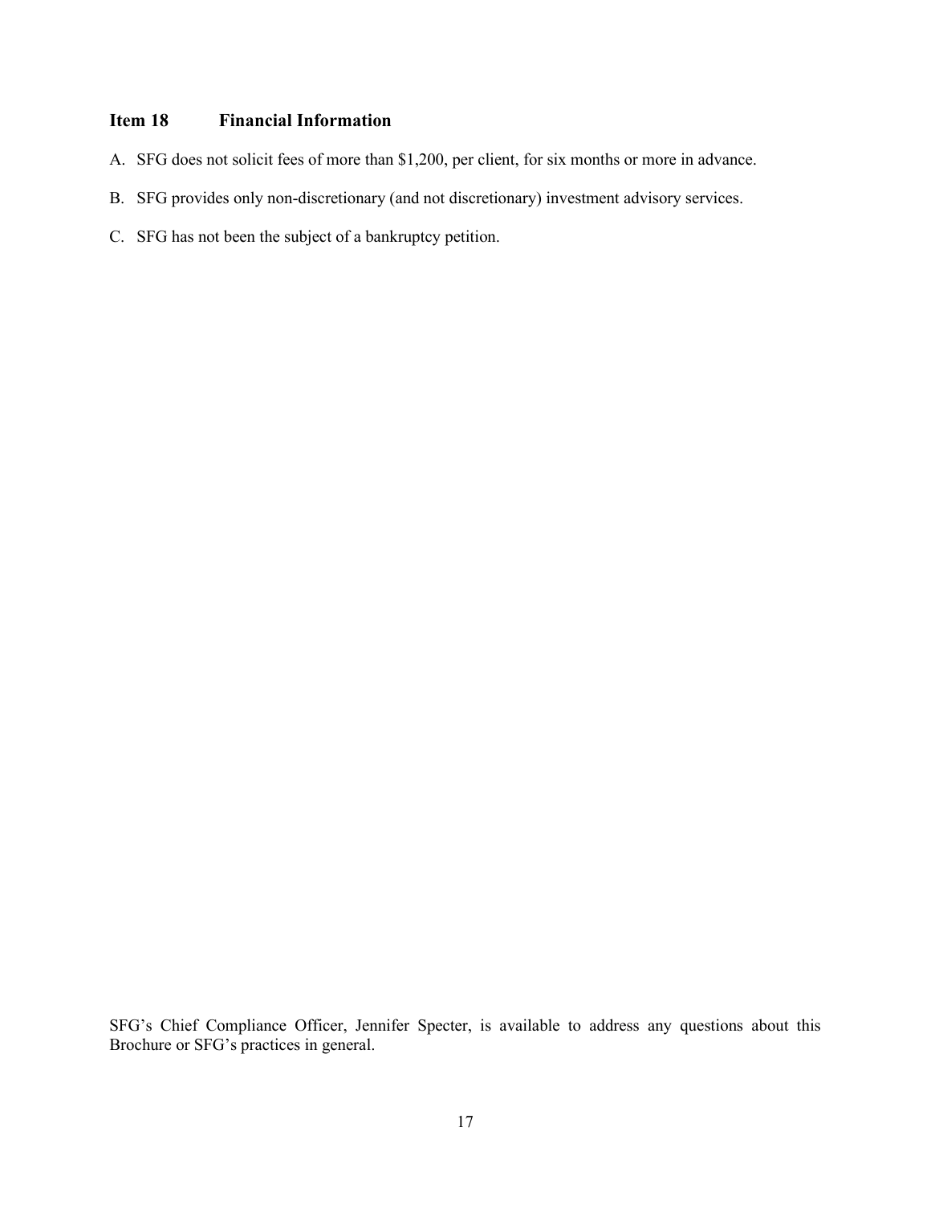## Item 18 Financial Information

A. SFG does not solicit fees of more than $1,200, per client, for six months or more in advance.

B. SFG provides only non-discretionary (and not discretionary) investment advisory services.

C. SFG has not been the subject of a bankruptcy petition.

SFG's Chief Compliance Officer, Jennifer Specter, is available to address any questions about this Brochure or SFG's practices in general.